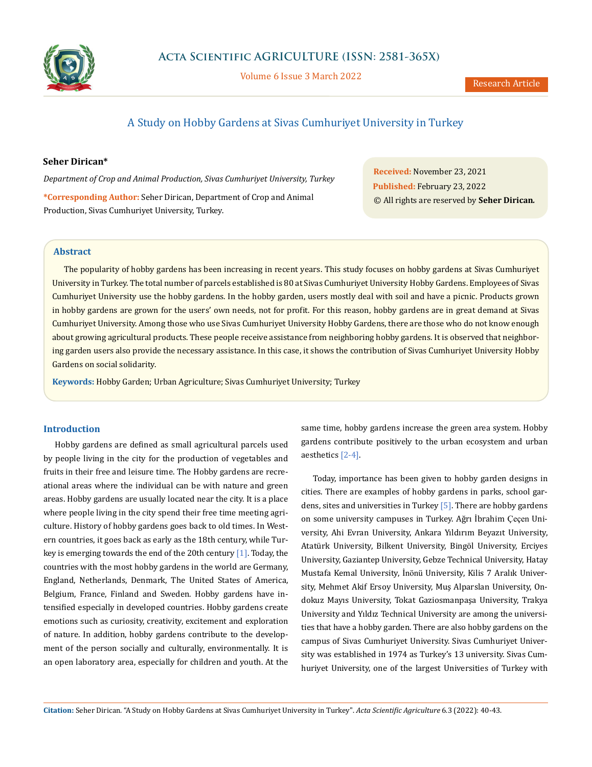# A Study on Hobby Gardens at Sivas Cumhuriyet University in Turkey

**Seher Dirican***

*Department of Crop and Animal Production, Sivas Cumhuriyet University, Turkey*

**\*Corresponding Author:** Seher Dirican, Department of Crop and Animal Production, Sivas Cumhuriyet University, Turkey.

**Received:** November 23, 2021
**Published:** February 23, 2022
© All rights are reserved by **Seher Dirican.**

## Abstract

The popularity of hobby gardens has been increasing in recent years. This study focuses on hobby gardens at Sivas Cumhuriyet University in Turkey. The total number of parcels established is 80 at Sivas Cumhuriyet University Hobby Gardens. Employees of Sivas Cumhuriyet University use the hobby gardens. In the hobby garden, users mostly deal with soil and have a picnic. Products grown in hobby gardens are grown for the users' own needs, not for profit. For this reason, hobby gardens are in great demand at Sivas Cumhuriyet University. Among those who use Sivas Cumhuriyet University Hobby Gardens, there are those who do not know enough about growing agricultural products. These people receive assistance from neighboring hobby gardens. It is observed that neighboring garden users also provide the necessary assistance. In this case, it shows the contribution of Sivas Cumhuriyet University Hobby Gardens on social solidarity.

**Keywords:** Hobby Garden; Urban Agriculture; Sivas Cumhuriyet University; Turkey

## Introduction

Hobby gardens are defined as small agricultural parcels used by people living in the city for the production of vegetables and fruits in their free and leisure time. The Hobby gardens are recreational areas where the individual can be with nature and green areas. Hobby gardens are usually located near the city. It is a place where people living in the city spend their free time meeting agriculture. History of hobby gardens goes back to old times. In Western countries, it goes back as early as the 18th century, while Turkey is emerging towards the end of the 20th century [1]. Today, the countries with the most hobby gardens in the world are Germany, England, Netherlands, Denmark, The United States of America, Belgium, France, Finland and Sweden. Hobby gardens have intensified especially in developed countries. Hobby gardens create emotions such as curiosity, creativity, excitement and exploration of nature. In addition, hobby gardens contribute to the development of the person socially and culturally, environmentally. It is an open laboratory area, especially for children and youth. At the same time, hobby gardens increase the green area system. Hobby gardens contribute positively to the urban ecosystem and urban aesthetics [2-4].

Today, importance has been given to hobby garden designs in cities. There are examples of hobby gardens in parks, school gardens, sites and universities in Turkey [5]. There are hobby gardens on some university campuses in Turkey. Ağrı İbrahim Çeçen University, Ahi Evran University, Ankara Yıldırım Beyazıt University, Atatürk University, Bilkent University, Bingöl University, Erciyes University, Gaziantep University, Gebze Technical University, Hatay Mustafa Kemal University, İnönü University, Kilis 7 Aralık University, Mehmet Akif Ersoy University, Muş Alparslan University, Ondokuz Mayıs University, Tokat Gaziosmanpaşa University, Trakya University and Yıldız Technical University are among the universities that have a hobby garden. There are also hobby gardens on the campus of Sivas Cumhuriyet University. Sivas Cumhuriyet University was established in 1974 as Turkey's 13 university. Sivas Cumhuriyet University, one of the largest Universities of Turkey with

**Citation:** Seher Dirican. "A Study on Hobby Gardens at Sivas Cumhuriyet University in Turkey". *Acta Scientific Agriculture* 6.3 (2022): 40-43.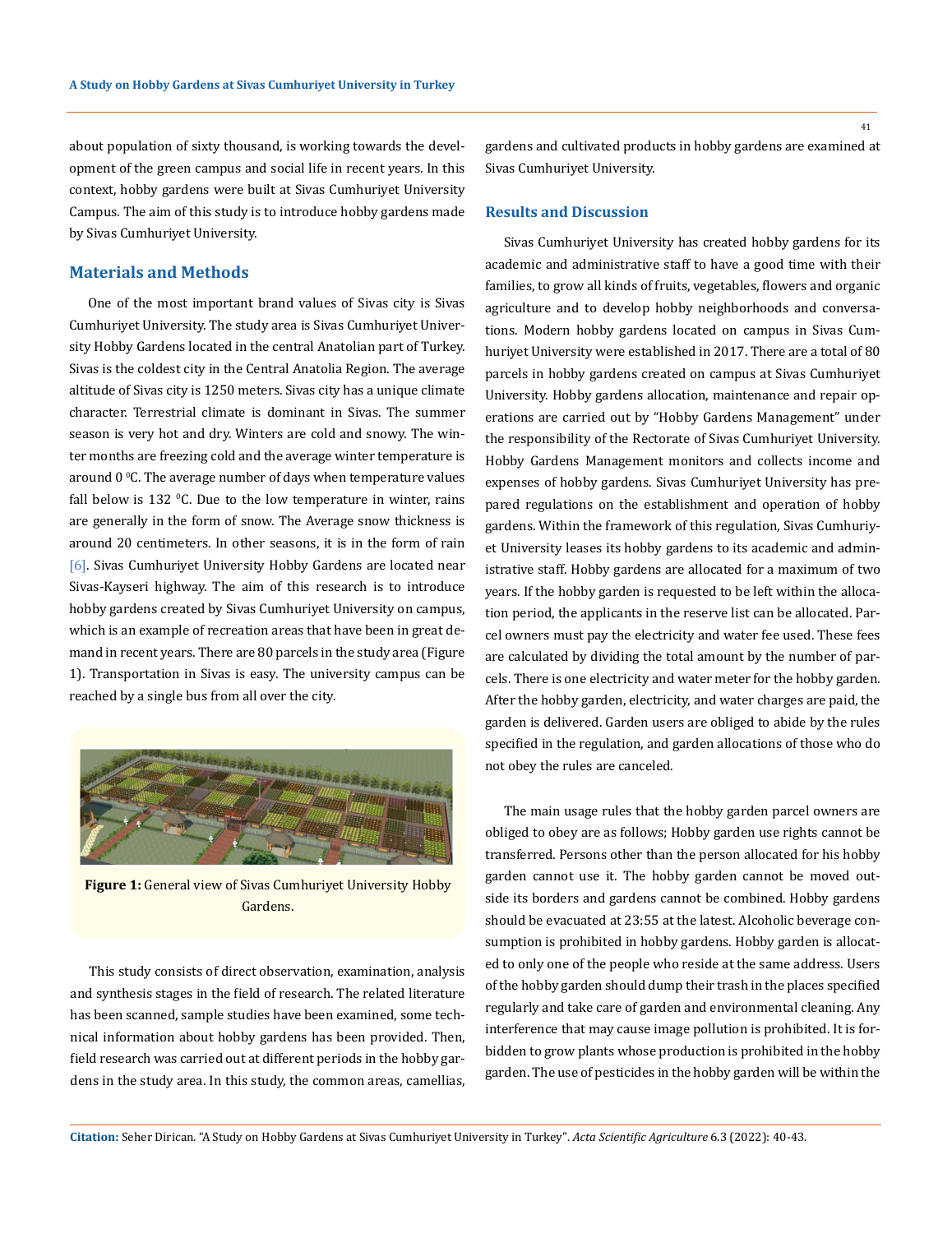about population of sixty thousand, is working towards the development of the green campus and social life in recent years. In this context, hobby gardens were built at Sivas Cumhuriyet University Campus. The aim of this study is to introduce hobby gardens made by Sivas Cumhuriyet University.

## Materials and Methods

One of the most important brand values of Sivas city is Sivas Cumhuriyet University. The study area is Sivas Cumhuriyet University Hobby Gardens located in the central Anatolian part of Turkey. Sivas is the coldest city in the Central Anatolia Region. The average altitude of Sivas city is 1250 meters. Sivas city has a unique climate character. Terrestrial climate is dominant in Sivas. The summer season is very hot and dry. Winters are cold and snowy. The winter months are freezing cold and the average winter temperature is around 0 $^0$C. The average number of days when temperature values fall below is 132 $^0$C. Due to the low temperature in winter, rains are generally in the form of snow. The Average snow thickness is around 20 centimeters. In other seasons, it is in the form of rain [6]. Sivas Cumhuriyet University Hobby Gardens are located near Sivas-Kayseri highway. The aim of this research is to introduce hobby gardens created by Sivas Cumhuriyet University on campus, which is an example of recreation areas that have been in great demand in recent years. There are 80 parcels in the study area (Figure 1). Transportation in Sivas is easy. The university campus can be reached by a single bus from all over the city.

**Figure 1:** General view of Sivas Cumhuriyet University Hobby Gardens.

This study consists of direct observation, examination, analysis and synthesis stages in the field of research. The related literature has been scanned, sample studies have been examined, some technical information about hobby gardens has been provided. Then, field research was carried out at different periods in the hobby gardens in the study area. In this study, the common areas, camellias, gardens and cultivated products in hobby gardens are examined at Sivas Cumhuriyet University.

## Results and Discussion

Sivas Cumhuriyet University has created hobby gardens for its academic and administrative staff to have a good time with their families, to grow all kinds of fruits, vegetables, flowers and organic agriculture and to develop hobby neighborhoods and conversations. Modern hobby gardens located on campus in Sivas Cumhuriyet University were established in 2017. There are a total of 80 parcels in hobby gardens created on campus at Sivas Cumhuriyet University. Hobby gardens allocation, maintenance and repair operations are carried out by "Hobby Gardens Management" under the responsibility of the Rectorate of Sivas Cumhuriyet University. Hobby Gardens Management monitors and collects income and expenses of hobby gardens. Sivas Cumhuriyet University has prepared regulations on the establishment and operation of hobby gardens. Within the framework of this regulation, Sivas Cumhuriyet University leases its hobby gardens to its academic and administrative staff. Hobby gardens are allocated for a maximum of two years. If the hobby garden is requested to be left within the allocation period, the applicants in the reserve list can be allocated. Parcel owners must pay the electricity and water fee used. These fees are calculated by dividing the total amount by the number of parcels. There is one electricity and water meter for the hobby garden. After the hobby garden, electricity, and water charges are paid, the garden is delivered. Garden users are obliged to abide by the rules specified in the regulation, and garden allocations of those who do not obey the rules are canceled.

The main usage rules that the hobby garden parcel owners are obliged to obey are as follows; Hobby garden use rights cannot be transferred. Persons other than the person allocated for his hobby garden cannot use it. The hobby garden cannot be moved outside its borders and gardens cannot be combined. Hobby gardens should be evacuated at 23:55 at the latest. Alcoholic beverage consumption is prohibited in hobby gardens. Hobby garden is allocated to only one of the people who reside at the same address. Users of the hobby garden should dump their trash in the places specified regularly and take care of garden and environmental cleaning. Any interference that may cause image pollution is prohibited. It is forbidden to grow plants whose production is prohibited in the hobby garden. The use of pesticides in the hobby garden will be within the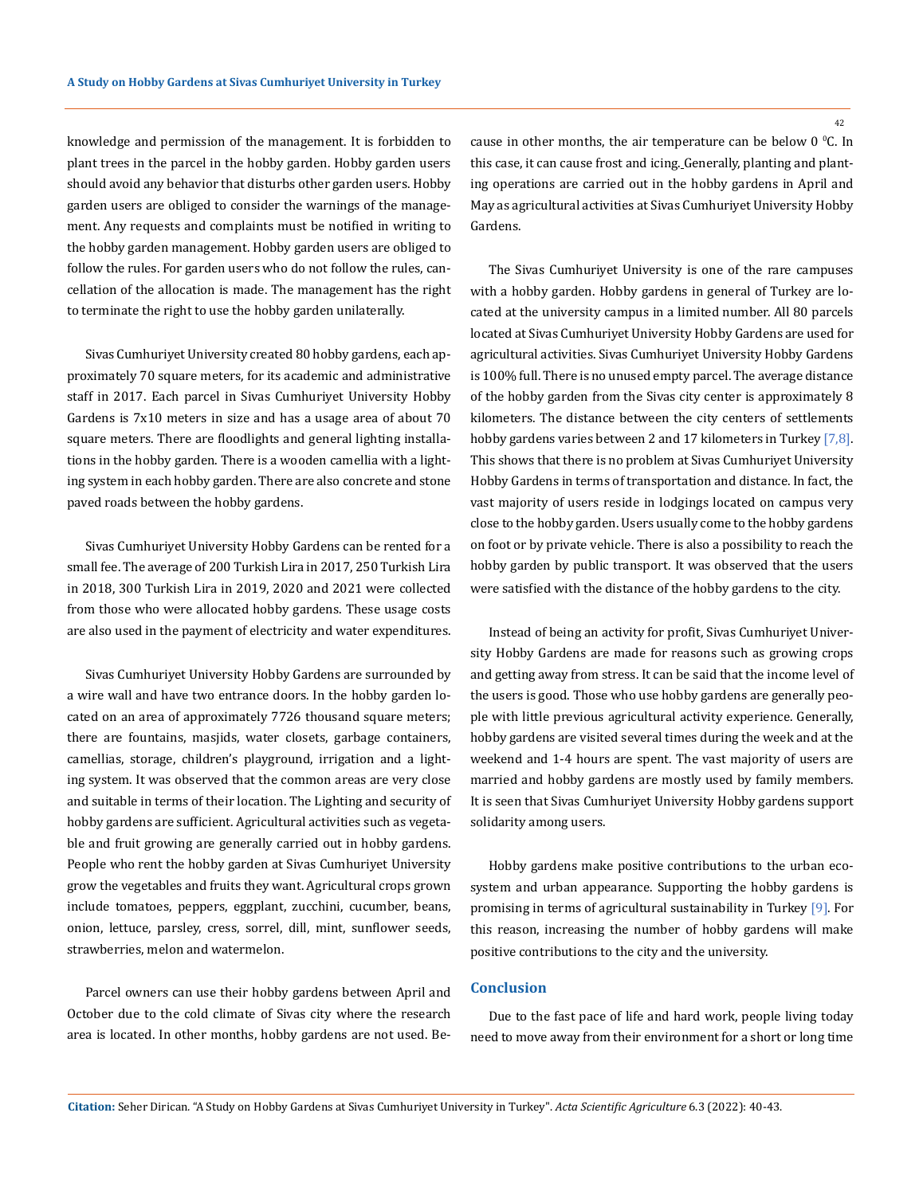knowledge and permission of the management. It is forbidden to plant trees in the parcel in the hobby garden. Hobby garden users should avoid any behavior that disturbs other garden users. Hobby garden users are obliged to consider the warnings of the management. Any requests and complaints must be notified in writing to the hobby garden management. Hobby garden users are obliged to follow the rules. For garden users who do not follow the rules, cancellation of the allocation is made. The management has the right to terminate the right to use the hobby garden unilaterally.

Sivas Cumhuriyet University created 80 hobby gardens, each approximately 70 square meters, for its academic and administrative staff in 2017. Each parcel in Sivas Cumhuriyet University Hobby Gardens is 7x10 meters in size and has a usage area of about 70 square meters. There are floodlights and general lighting installations in the hobby garden. There is a wooden camellia with a lighting system in each hobby garden. There are also concrete and stone paved roads between the hobby gardens.

Sivas Cumhuriyet University Hobby Gardens can be rented for a small fee. The average of 200 Turkish Lira in 2017, 250 Turkish Lira in 2018, 300 Turkish Lira in 2019, 2020 and 2021 were collected from those who were allocated hobby gardens. These usage costs are also used in the payment of electricity and water expenditures.

Sivas Cumhuriyet University Hobby Gardens are surrounded by a wire wall and have two entrance doors. In the hobby garden located on an area of approximately 7726 thousand square meters; there are fountains, masjids, water closets, garbage containers, camellias, storage, children's playground, irrigation and a lighting system. It was observed that the common areas are very close and suitable in terms of their location. The Lighting and security of hobby gardens are sufficient. Agricultural activities such as vegetable and fruit growing are generally carried out in hobby gardens. People who rent the hobby garden at Sivas Cumhuriyet University grow the vegetables and fruits they want. Agricultural crops grown include tomatoes, peppers, eggplant, zucchini, cucumber, beans, onion, lettuce, parsley, cress, sorrel, dill, mint, sunflower seeds, strawberries, melon and watermelon.

Parcel owners can use their hobby gardens between April and October due to the cold climate of Sivas city where the research area is located. In other months, hobby gardens are not used. Because in other months, the air temperature can be below 0 $^0$C. In this case, it can cause frost and icing. Generally, planting and planting operations are carried out in the hobby gardens in April and May as agricultural activities at Sivas Cumhuriyet University Hobby Gardens.

The Sivas Cumhuriyet University is one of the rare campuses with a hobby garden. Hobby gardens in general of Turkey are located at the university campus in a limited number. All 80 parcels located at Sivas Cumhuriyet University Hobby Gardens are used for agricultural activities. Sivas Cumhuriyet University Hobby Gardens is 100% full. There is no unused empty parcel. The average distance of the hobby garden from the Sivas city center is approximately 8 kilometers. The distance between the city centers of settlements hobby gardens varies between 2 and 17 kilometers in Turkey [7,8]. This shows that there is no problem at Sivas Cumhuriyet University Hobby Gardens in terms of transportation and distance. In fact, the vast majority of users reside in lodgings located on campus very close to the hobby garden. Users usually come to the hobby gardens on foot or by private vehicle. There is also a possibility to reach the hobby garden by public transport. It was observed that the users were satisfied with the distance of the hobby gardens to the city.

Instead of being an activity for profit, Sivas Cumhuriyet University Hobby Gardens are made for reasons such as growing crops and getting away from stress. It can be said that the income level of the users is good. Those who use hobby gardens are generally people with little previous agricultural activity experience. Generally, hobby gardens are visited several times during the week and at the weekend and 1-4 hours are spent. The vast majority of users are married and hobby gardens are mostly used by family members. It is seen that Sivas Cumhuriyet University Hobby gardens support solidarity among users.

Hobby gardens make positive contributions to the urban ecosystem and urban appearance. Supporting the hobby gardens is promising in terms of agricultural sustainability in Turkey [9]. For this reason, increasing the number of hobby gardens will make positive contributions to the city and the university.

## Conclusion

Due to the fast pace of life and hard work, people living today need to move away from their environment for a short or long time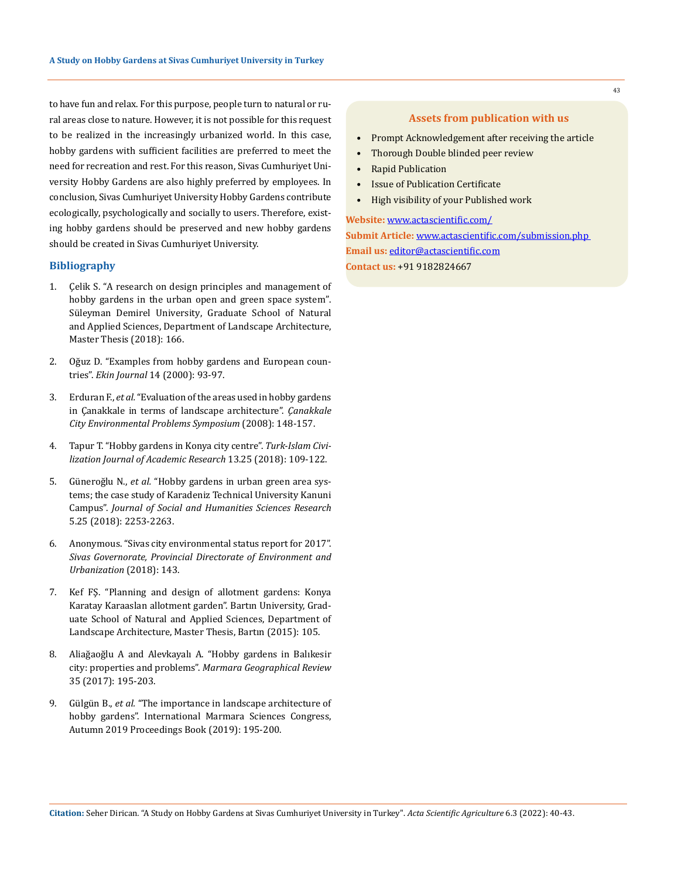to have fun and relax. For this purpose, people turn to natural or rural areas close to nature. However, it is not possible for this request to be realized in the increasingly urbanized world. In this case, hobby gardens with sufficient facilities are preferred to meet the need for recreation and rest. For this reason, Sivas Cumhuriyet University Hobby Gardens are also highly preferred by employees. In conclusion, Sivas Cumhuriyet University Hobby Gardens contribute ecologically, psychologically and socially to users. Therefore, existing hobby gardens should be preserved and new hobby gardens should be created in Sivas Cumhuriyet University.

## Bibliography

1. Çelik S. "A research on design principles and management of hobby gardens in the urban open and green space system". Süleyman Demirel University, Graduate School of Natural and Applied Sciences, Department of Landscape Architecture, Master Thesis (2018): 166.

2. Oğuz D. "Examples from hobby gardens and European countries". *Ekin Journal* 14 (2000): 93-97.

3. Erduran F., *et al.* "Evaluation of the areas used in hobby gardens in Çanakkale in terms of landscape architecture". *Çanakkale City Environmental Problems Symposium* (2008): 148-157.

4. Tapur T. "Hobby gardens in Konya city centre". *Turk-Islam Civilization Journal of Academic Research* 13.25 (2018): 109-122.

5. Güneroğlu N., *et al.* "Hobby gardens in urban green area systems; the case study of Karadeniz Technical University Kanuni Campus". *Journal of Social and Humanities Sciences Research* 5.25 (2018): 2253-2263.

6. Anonymous. "Sivas city environmental status report for 2017". *Sivas Governorate, Provincial Directorate of Environment and Urbanization* (2018): 143.

7. Kef FŞ. "Planning and design of allotment gardens: Konya Karatay Karaaslan allotment garden". Bartın University, Graduate School of Natural and Applied Sciences, Department of Landscape Architecture, Master Thesis, Bartın (2015): 105.

8. Aliağaoğlu A and Alevkayalı A. "Hobby gardens in Balıkesir city: properties and problems". *Marmara Geographical Review* 35 (2017): 195-203.

9. Gülgün B., *et al.* "The importance in landscape architecture of hobby gardens". International Marmara Sciences Congress, Autumn 2019 Proceedings Book (2019): 195-200.

### Assets from publication with us

- Prompt Acknowledgement after receiving the article
- Thorough Double blinded peer review
- Rapid Publication
- Issue of Publication Certificate
- High visibility of your Published work

**Website:** www.actascientific.com/
**Submit Article:** www.actascientific.com/submission.php
**Email us:** editor@actascientific.com
**Contact us:** +91 9182824667